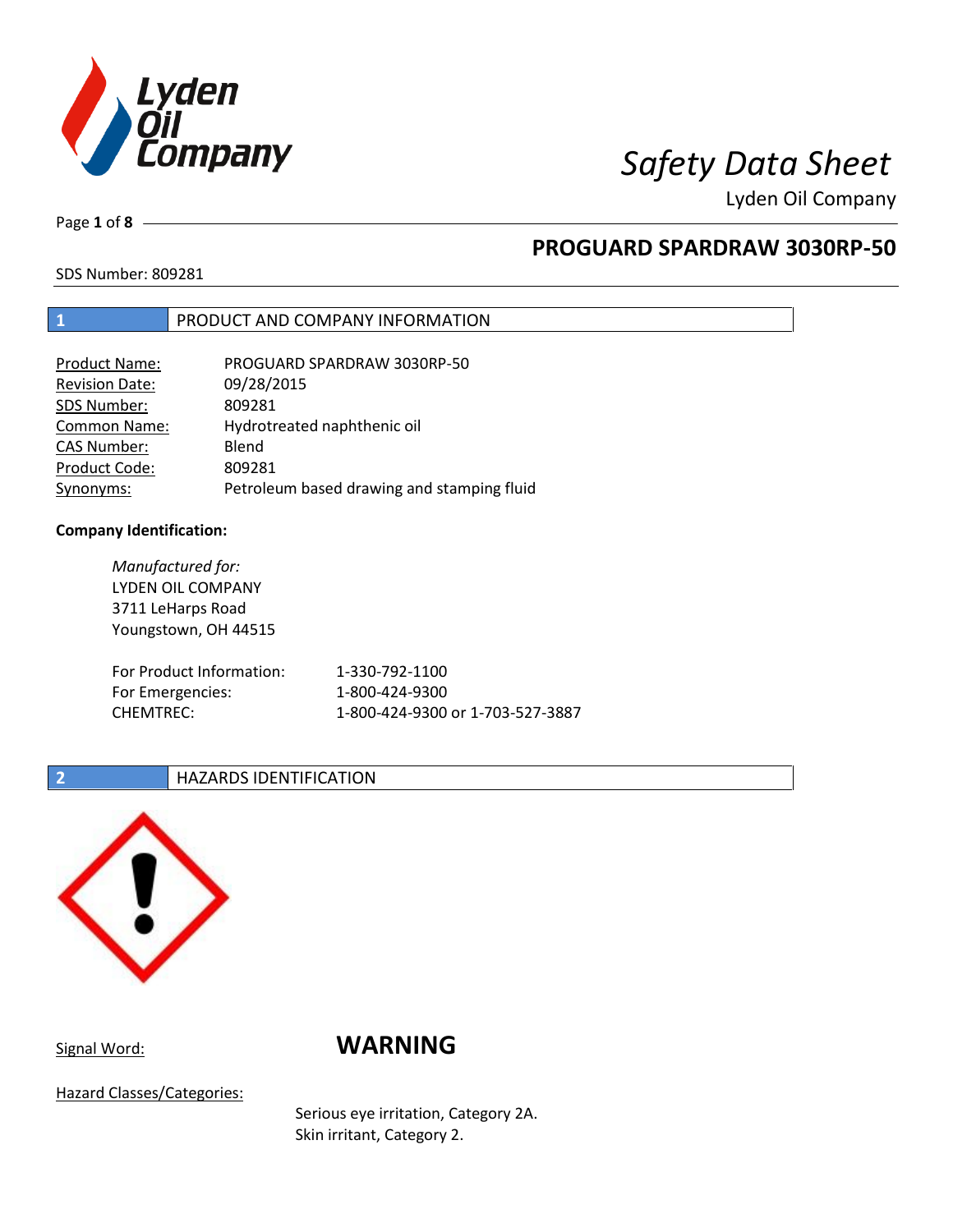# Safety Data Sheet

Lyden Oil Company

## PROGUARD SPARDRAW 3030RP-50

SDS Number: 809281

## 1 PRODUCT AND COMPANY INFORMATION

| | |
|---|---|
| Product Name: | PROGUARD SPARDRAW 3030RP-50 |
| Revision Date: | 09/28/2015 |
| SDS Number: | 809281 |
| Common Name: | Hydrotreated naphthenic oil |
| CAS Number: | Blend |
| Product Code: | 809281 |
| Synonyms: | Petroleum based drawing and stamping fluid |

**Company Identification:**

*Manufactured for:*
LYDEN OIL COMPANY
3711 LeHarps Road
Youngstown, OH 44515

| | |
|---|---|
| For Product Information: | 1-330-792-1100 |
| For Emergencies: | 1-800-424-9300 |
| CHEMTREC: | 1-800-424-9300 or 1-703-527-3887 |

## 2 HAZARDS IDENTIFICATION

Signal Word: **WARNING**

Hazard Classes/Categories:

Serious eye irritation, Category 2A.
Skin irritant, Category 2.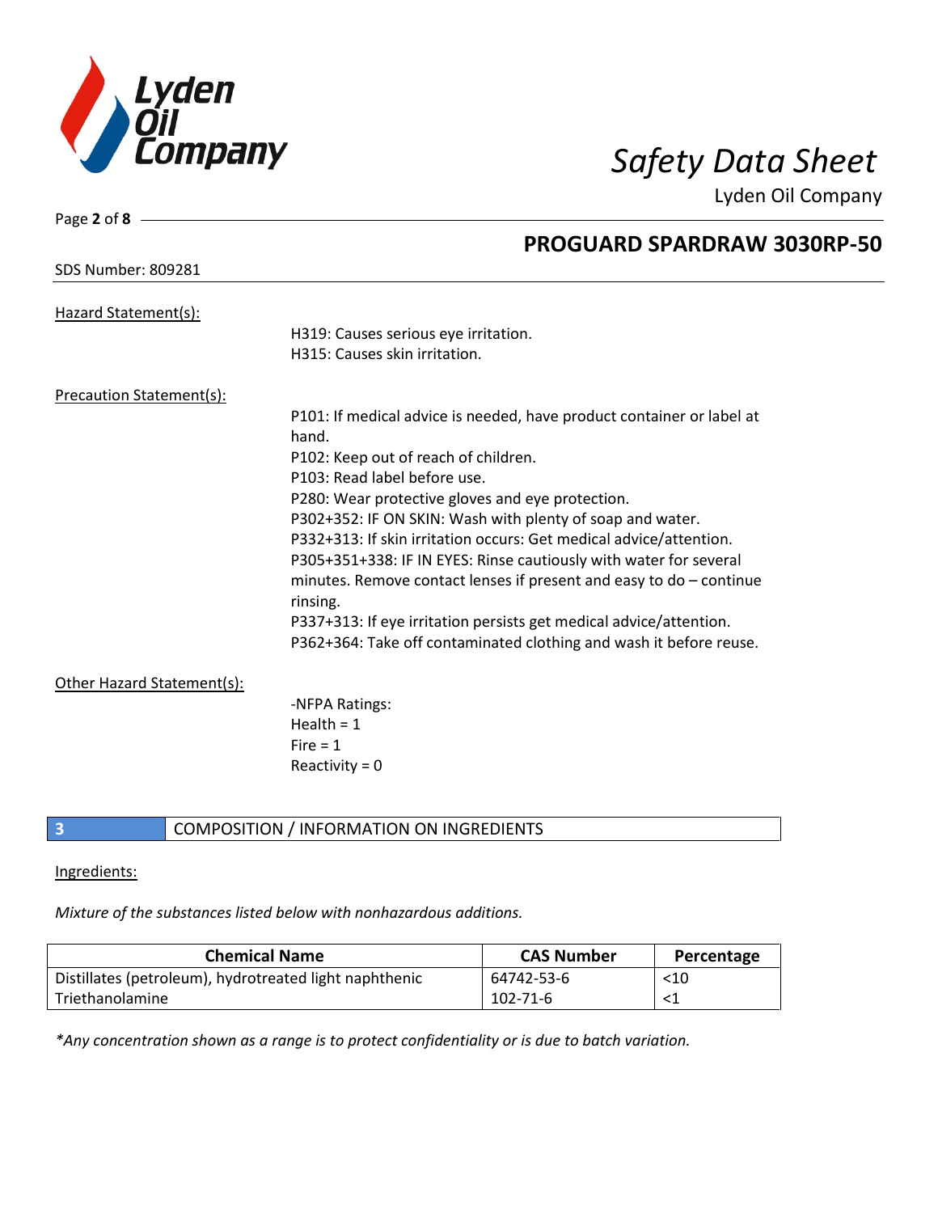Hazard Statement(s):

H319: Causes serious eye irritation.
H315: Causes skin irritation.

Precaution Statement(s):

P101: If medical advice is needed, have product container or label at hand.
P102: Keep out of reach of children.
P103: Read label before use.
P280: Wear protective gloves and eye protection.
P302+352: IF ON SKIN: Wash with plenty of soap and water.
P332+313: If skin irritation occurs: Get medical advice/attention.
P305+351+338: IF IN EYES: Rinse cautiously with water for several minutes. Remove contact lenses if present and easy to do – continue rinsing.
P337+313: If eye irritation persists get medical advice/attention.
P362+364: Take off contaminated clothing and wash it before reuse.

Other Hazard Statement(s):

-NFPA Ratings:
Health = 1
Fire = 1
Reactivity = 0

## 3 COMPOSITION / INFORMATION ON INGREDIENTS

Ingredients:

*Mixture of the substances listed below with nonhazardous additions.*

| Chemical Name | CAS Number | Percentage |
|---|---|---|
| Distillates (petroleum), hydrotreated light naphthenic | 64742-53-6 | <10 |
| Triethanolamine | 102-71-6 | <1 |

*\*Any concentration shown as a range is to protect confidentiality or is due to batch variation.*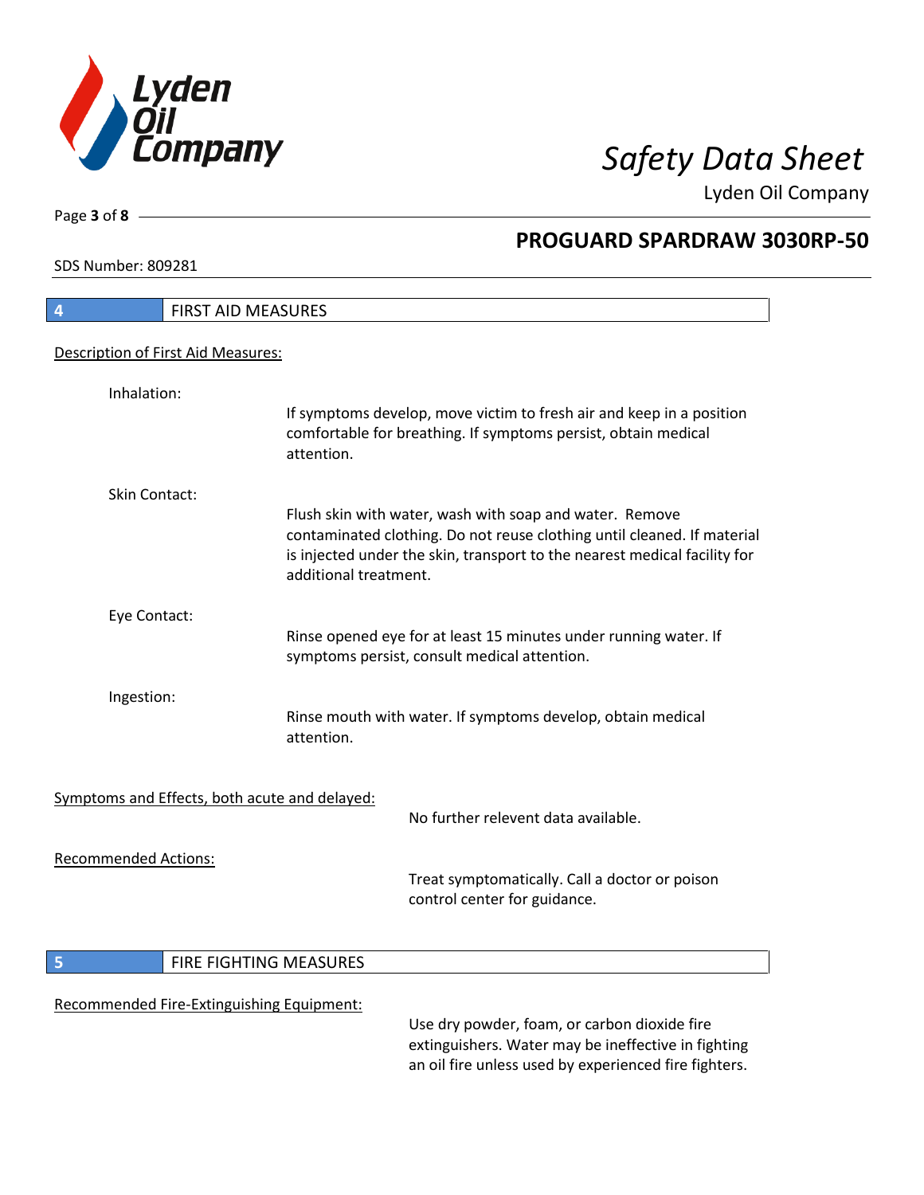## 4 FIRST AID MEASURES

Description of First Aid Measures:

**Inhalation:**
If symptoms develop, move victim to fresh air and keep in a position comfortable for breathing. If symptoms persist, obtain medical attention.

**Skin Contact:**
Flush skin with water, wash with soap and water. Remove contaminated clothing. Do not reuse clothing until cleaned. If material is injected under the skin, transport to the nearest medical facility for additional treatment.

**Eye Contact:**
Rinse opened eye for at least 15 minutes under running water. If symptoms persist, consult medical attention.

**Ingestion:**
Rinse mouth with water. If symptoms develop, obtain medical attention.

Symptoms and Effects, both acute and delayed:

No further relevent data available.

Recommended Actions:

Treat symptomatically. Call a doctor or poison control center for guidance.

## 5 FIRE FIGHTING MEASURES

Recommended Fire-Extinguishing Equipment:

Use dry powder, foam, or carbon dioxide fire extinguishers. Water may be ineffective in fighting an oil fire unless used by experienced fire fighters.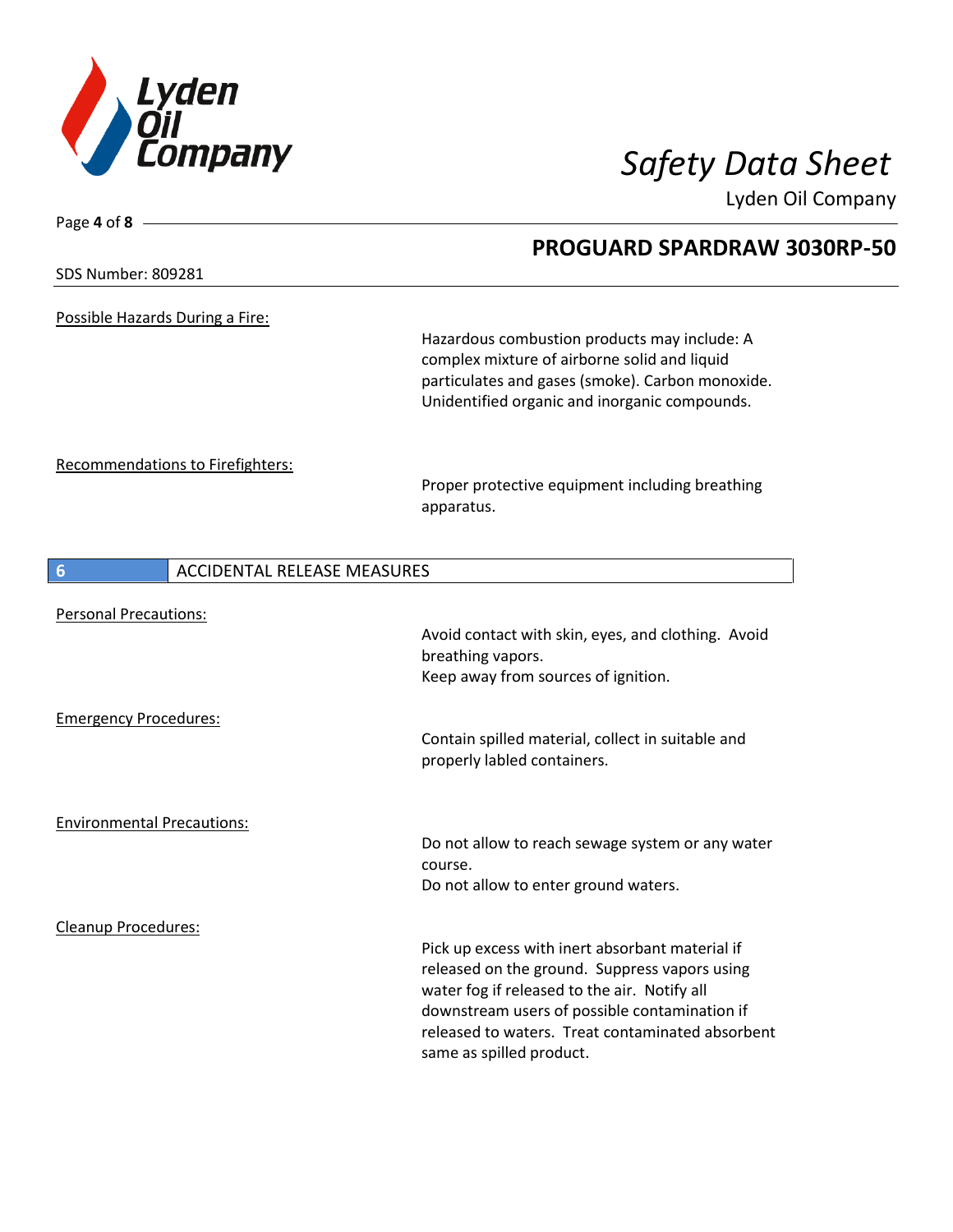**PROGUARD SPARDRAW 3030RP-50**

SDS Number: 809281

Possible Hazards During a Fire:

Hazardous combustion products may include: A complex mixture of airborne solid and liquid particulates and gases (smoke). Carbon monoxide. Unidentified organic and inorganic compounds.

Recommendations to Firefighters:

Proper protective equipment including breathing apparatus.

## 6 ACCIDENTAL RELEASE MEASURES

Personal Precautions:

Avoid contact with skin, eyes, and clothing. Avoid breathing vapors.
Keep away from sources of ignition.

Emergency Procedures:

Contain spilled material, collect in suitable and properly labled containers.

Environmental Precautions:

Do not allow to reach sewage system or any water course.
Do not allow to enter ground waters.

Cleanup Procedures:

Pick up excess with inert absorbant material if released on the ground. Suppress vapors using water fog if released to the air. Notify all downstream users of possible contamination if released to waters. Treat contaminated absorbent same as spilled product.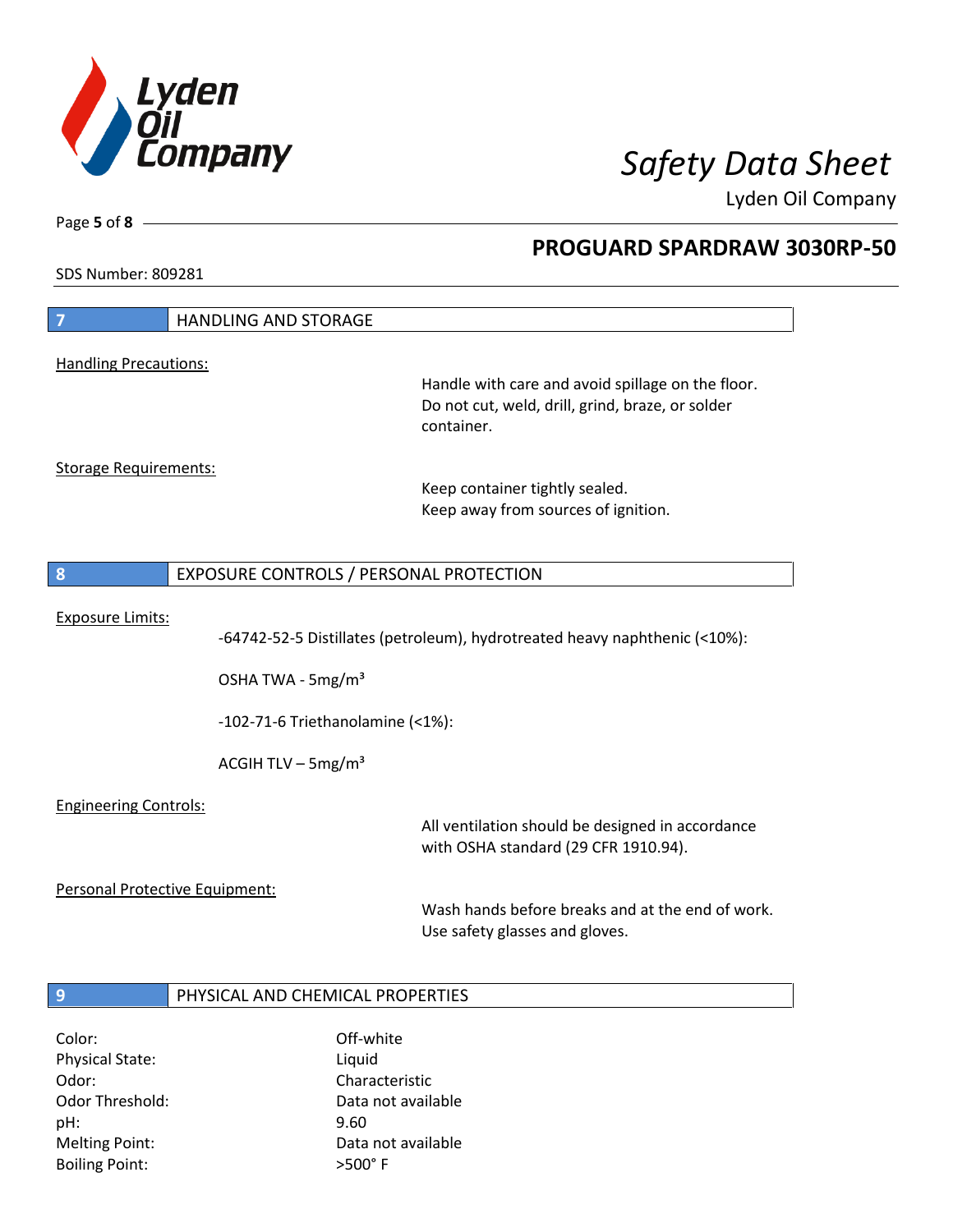## 7 HANDLING AND STORAGE

Handling Precautions:

Handle with care and avoid spillage on the floor. Do not cut, weld, drill, grind, braze, or solder container.

Storage Requirements:

Keep container tightly sealed.
Keep away from sources of ignition.

## 8 EXPOSURE CONTROLS / PERSONAL PROTECTION

Exposure Limits:

-64742-52-5 Distillates (petroleum), hydrotreated heavy naphthenic (<10%):

OSHA TWA - 5mg/m³

-102-71-6 Triethanolamine (<1%):

ACGIH TLV – 5mg/m³

Engineering Controls:

All ventilation should be designed in accordance with OSHA standard (29 CFR 1910.94).

Personal Protective Equipment:

Wash hands before breaks and at the end of work.
Use safety glasses and gloves.

## 9 PHYSICAL AND CHEMICAL PROPERTIES

| | |
|---|---|
| Color: | Off-white |
| Physical State: | Liquid |
| Odor: | Characteristic |
| Odor Threshold: | Data not available |
| pH: | 9.60 |
| Melting Point: | Data not available |
| Boiling Point: | >500° F |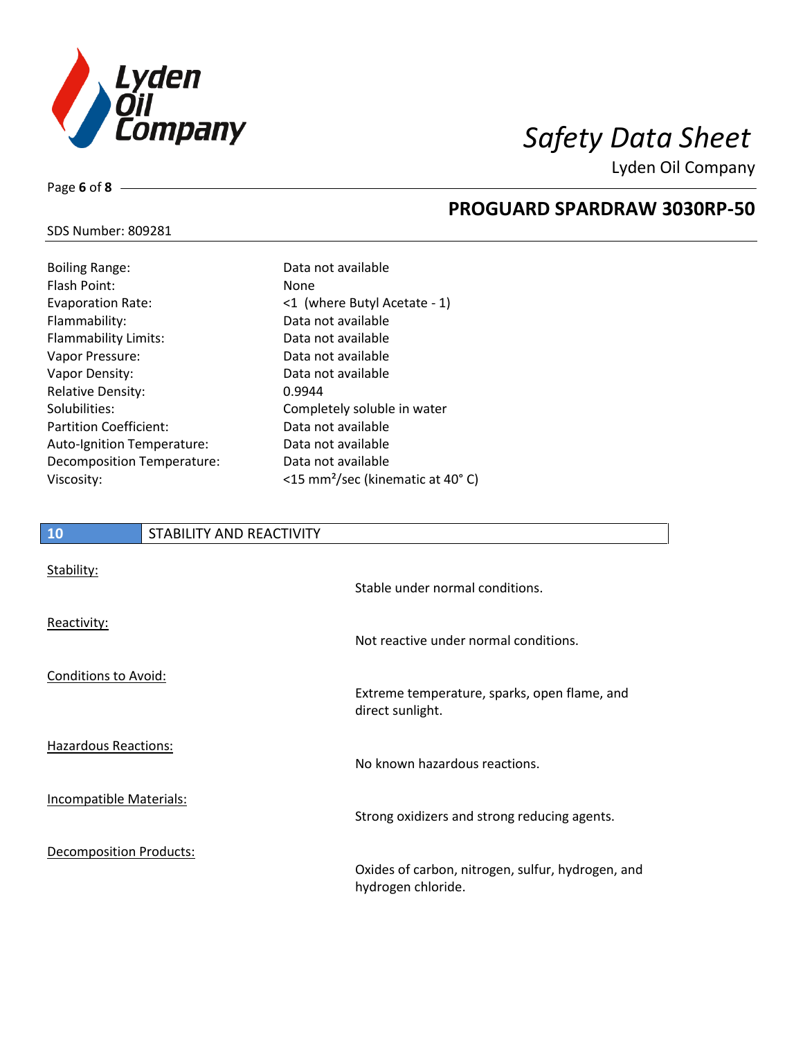| | |
|---|---|
| Boiling Range: | Data not available |
| Flash Point: | None |
| Evaporation Rate: | <1 (where Butyl Acetate - 1) |
| Flammability: | Data not available |
| Flammability Limits: | Data not available |
| Vapor Pressure: | Data not available |
| Vapor Density: | Data not available |
| Relative Density: | 0.9944 |
| Solubilities: | Completely soluble in water |
| Partition Coefficient: | Data not available |
| Auto-Ignition Temperature: | Data not available |
| Decomposition Temperature: | Data not available |
| Viscosity: | <15 $mm^2$/sec (kinematic at 40° C) |

## 10 STABILITY AND REACTIVITY

Stability:

Stable under normal conditions.

Reactivity:

Not reactive under normal conditions.

Conditions to Avoid:

Extreme temperature, sparks, open flame, and direct sunlight.

Hazardous Reactions:

No known hazardous reactions.

Incompatible Materials:

Strong oxidizers and strong reducing agents.

Decomposition Products:

Oxides of carbon, nitrogen, sulfur, hydrogen, and hydrogen chloride.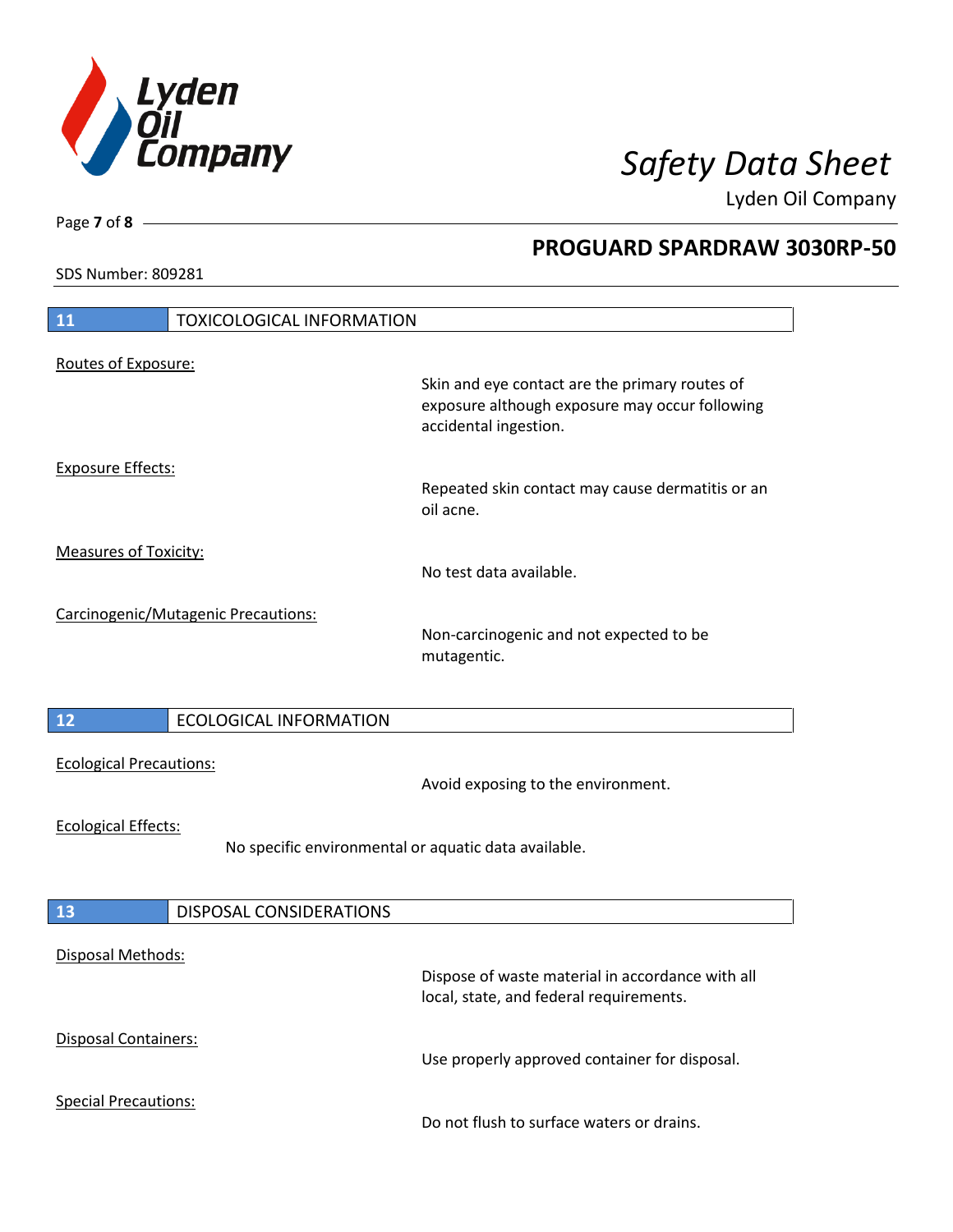## 11 TOXICOLOGICAL INFORMATION

Routes of Exposure:

Skin and eye contact are the primary routes of exposure although exposure may occur following accidental ingestion.

Exposure Effects:

Repeated skin contact may cause dermatitis or an oil acne.

Measures of Toxicity:

No test data available.

Carcinogenic/Mutagenic Precautions:

Non-carcinogenic and not expected to be mutagentic.

## 12 ECOLOGICAL INFORMATION

Ecological Precautions:

Avoid exposing to the environment.

Ecological Effects:

No specific environmental or aquatic data available.

## 13 DISPOSAL CONSIDERATIONS

Disposal Methods:

Dispose of waste material in accordance with all local, state, and federal requirements.

Disposal Containers:

Use properly approved container for disposal.

Special Precautions:

Do not flush to surface waters or drains.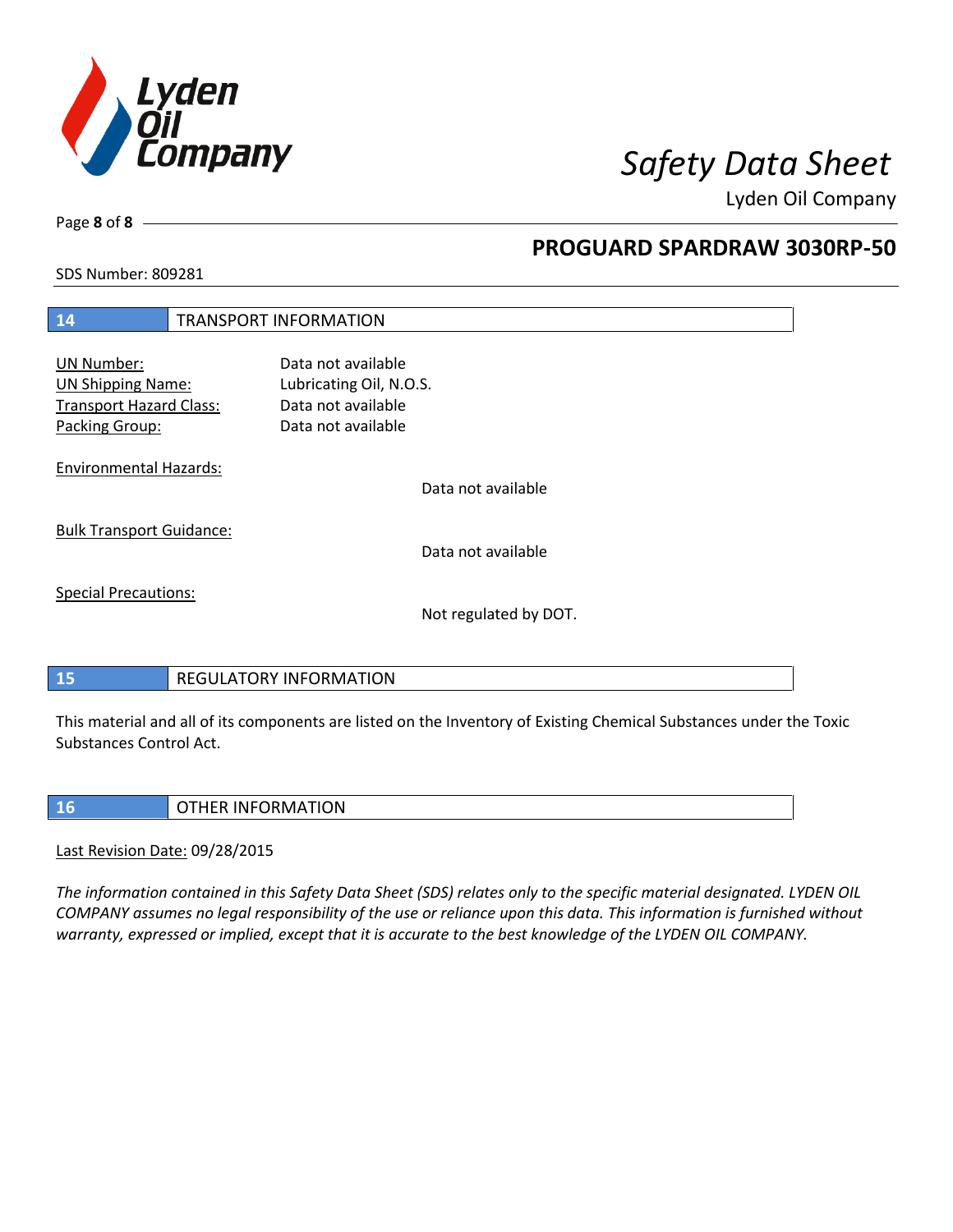## PROGUARD SPARDRAW 3030RP-50

SDS Number: 809281

## 14 TRANSPORT INFORMATION

| | |
|---|---|
| UN Number: | Data not available |
| UN Shipping Name: | Lubricating Oil, N.O.S. |
| Transport Hazard Class: | Data not available |
| Packing Group: | Data not available |

Environmental Hazards:

Data not available

Bulk Transport Guidance:

Data not available

Special Precautions:

Not regulated by DOT.

## 15 REGULATORY INFORMATION

This material and all of its components are listed on the Inventory of Existing Chemical Substances under the Toxic Substances Control Act.

## 16 OTHER INFORMATION

Last Revision Date: 09/28/2015

*The information contained in this Safety Data Sheet (SDS) relates only to the specific material designated. LYDEN OIL COMPANY assumes no legal responsibility of the use or reliance upon this data. This information is furnished without warranty, expressed or implied, except that it is accurate to the best knowledge of the LYDEN OIL COMPANY.*